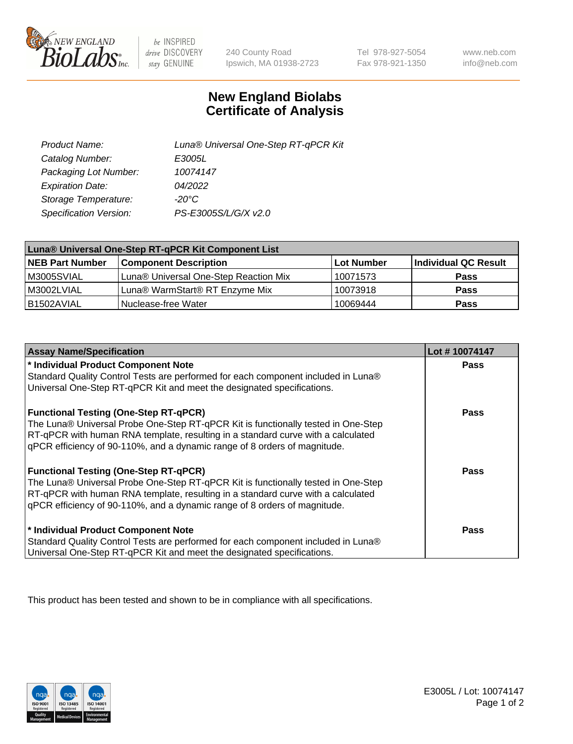New England BioLabs Inc. — be INSPIRED drive DISCOVERY stay GENUINE

240 County Road
Ipswich, MA 01938-2723

Tel 978-927-5054
Fax 978-921-1350

www.neb.com
info@neb.com

# New England Biolabs Certificate of Analysis

| | |
|---|---|
| *Product Name:* | *Luna® Universal One-Step RT-qPCR Kit* |
| *Catalog Number:* | *E3005L* |
| *Packaging Lot Number:* | *10074147* |
| *Expiration Date:* | *04/2022* |
| *Storage Temperature:* | *-20°C* |
| *Specification Version:* | *PS-E3005S/L/G/X v2.0* |

| Luna® Universal One-Step RT-qPCR Kit Component List | | | |
|---|---|---|---|
| **NEB Part Number** | **Component Description** | **Lot Number** | **Individual QC Result** |
| M3005SVIAL | Luna® Universal One-Step Reaction Mix | 10071573 | **Pass** |
| M3002LVIAL | Luna® WarmStart® RT Enzyme Mix | 10073918 | **Pass** |
| B1502AVIAL | Nuclease-free Water | 10069444 | **Pass** |

| Assay Name/Specification | Lot # 10074147 |
|---|---|
| **\* Individual Product Component Note**<br>Standard Quality Control Tests are performed for each component included in Luna® Universal One-Step RT-qPCR Kit and meet the designated specifications. | **Pass** |
| **Functional Testing (One-Step RT-qPCR)**<br>The Luna® Universal Probe One-Step RT-qPCR Kit is functionally tested in One-Step RT-qPCR with human RNA template, resulting in a standard curve with a calculated qPCR efficiency of 90-110%, and a dynamic range of 8 orders of magnitude. | **Pass** |
| **Functional Testing (One-Step RT-qPCR)**<br>The Luna® Universal Probe One-Step RT-qPCR Kit is functionally tested in One-Step RT-qPCR with human RNA template, resulting in a standard curve with a calculated qPCR efficiency of 90-110%, and a dynamic range of 8 orders of magnitude. | **Pass** |
| **\* Individual Product Component Note**<br>Standard Quality Control Tests are performed for each component included in Luna® Universal One-Step RT-qPCR Kit and meet the designated specifications. | **Pass** |

This product has been tested and shown to be in compliance with all specifications.

E3005L / Lot: 10074147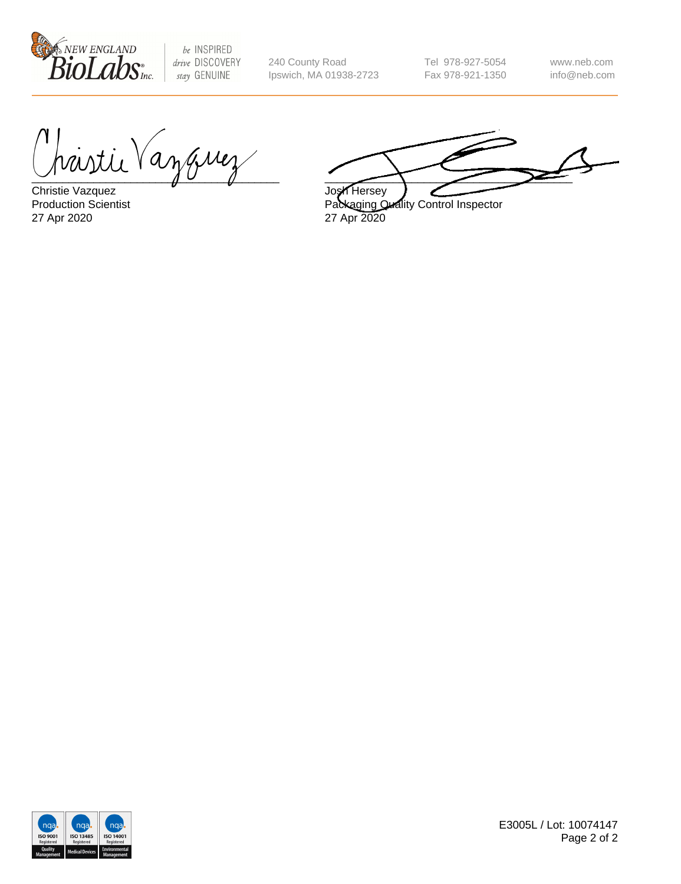NEW ENGLAND BioLabs Inc. | be INSPIRED drive DISCOVERY stay GENUINE | 240 County Road Ipswich, MA 01938-2723 | Tel 978-927-5054 Fax 978-921-1350 | www.neb.com info@neb.com

Christie Vazquez
Production Scientist
27 Apr 2020

Josh Hersey
Packaging Quality Control Inspector
27 Apr 2020

E3005L / Lot: 10074147